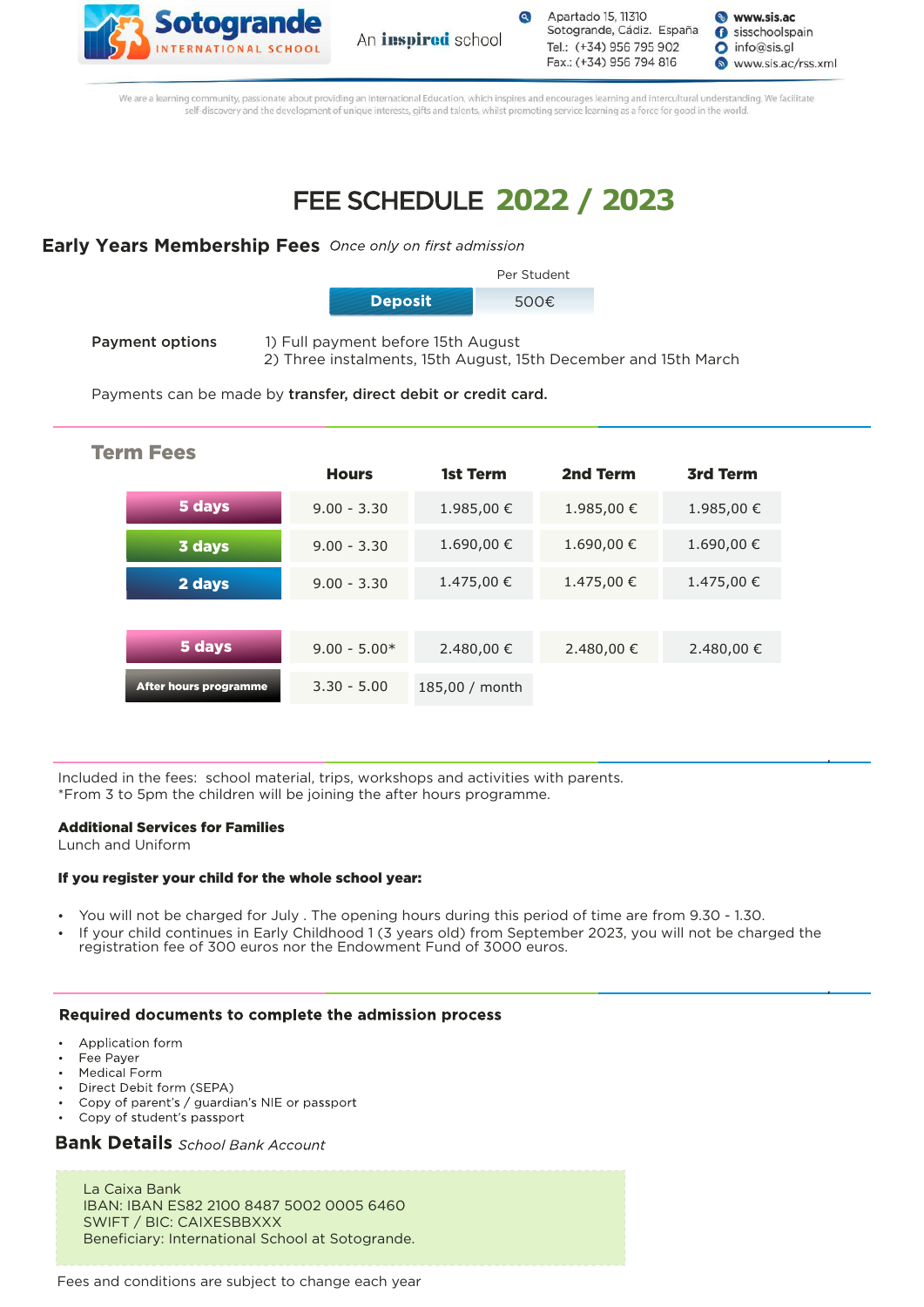**Sotogrande INTERNATIONAL SCHOOL** An inspired school

Apartado 15, 11310
Sotogrande, Cádiz. España
Tel.: (+34) 956 795 902
Fax.: (+34) 956 794 816

www.sis.ac
sisschoolspain
info@sis.gl
www.sis.ac/rss.xml

We are a learning community, passionate about providing an International Education, which inspires and encourages learning and intercultural understanding. We facilitate self-discovery and the development of unique interests, gifts and talents, whilst promoting service learning as a force for good in the world.

# FEE SCHEDULE 2022 / 2023

## Early Years Membership Fees *Once only on first admission*

| | Per Student |
|---|---|
| Deposit | 500€ |

**Payment options**

1) Full payment before 15th August
2) Three instalments, 15th August, 15th December and 15th March

Payments can be made by **transfer, direct debit or credit card.**

## Term Fees

| | Hours | 1st Term | 2nd Term | 3rd Term |
|---|---|---|---|---|
| 5 days | 9.00 - 3.30 | 1.985,00 € | 1.985,00 € | 1.985,00 € |
| 3 days | 9.00 - 3.30 | 1.690,00 € | 1.690,00 € | 1.690,00 € |
| 2 days | 9.00 - 3.30 | 1.475,00 € | 1.475,00 € | 1.475,00 € |
| 5 days | 9.00 - 5.00* | 2.480,00 € | 2.480,00 € | 2.480,00 € |
| After hours programme | 3.30 - 5.00 | 185,00 / month | | |

Included in the fees: school material, trips, workshops and activities with parents.
*From 3 to 5pm the children will be joining the after hours programme.

**Additional Services for Families**
Lunch and Uniform

**If you register your child for the whole school year:**

- You will not be charged for July . The opening hours during this period of time are from 9.30 - 1.30.
- If your child continues in Early Childhood 1 (3 years old) from September 2023, you will not be charged the registration fee of 300 euros nor the Endowment Fund of 3000 euros.

### Required documents to complete the admission process

- Application form
- Fee Payer
- Medical Form
- Direct Debit form (SEPA)
- Copy of parent's / guardian's NIE or passport
- Copy of student's passport

## Bank Details *School Bank Account*

La Caixa Bank
IBAN: IBAN ES82 2100 8487 5002 0005 6460
SWIFT / BIC: CAIXESBBXXX
Beneficiary: International School at Sotogrande.

Fees and conditions are subject to change each year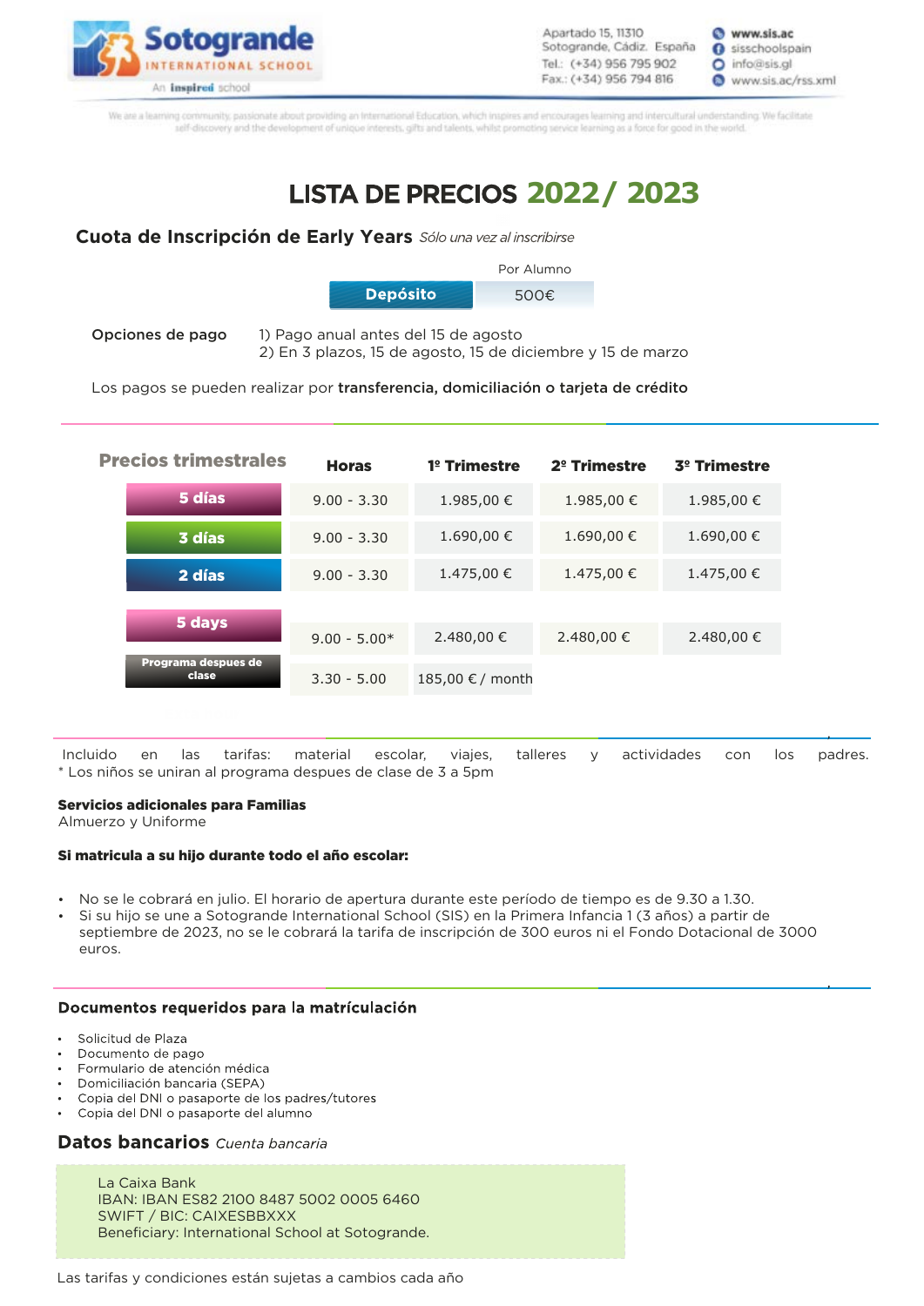Apartado 15, 11310
Sotogrande, Cádiz. España
Tel.: (+34) 956 795 902
Fax.: (+34) 956 794 816

www.sis.ac
sisschoolspain
info@sis.gl
www.sis.ac/rss.xml

We are a learning community, passionate about providing an International Education, which inspires and encourages learning and intercultural understanding. We facilitate self-discovery and the development of unique interests, gifts and talents, whilst promoting service learning as a force for good in the world.

# LISTA DE PRECIOS 2022/ 2023

## Cuota de Inscripción de Early Years *Sólo una vez al inscribirse*

| | Por Alumno |
|---|---|
| Depósito | 500€ |

**Opciones de pago**

1) Pago anual antes del 15 de agosto
2) En 3 plazos, 15 de agosto, 15 de diciembre y 15 de marzo

Los pagos se pueden realizar por **transferencia, domiciliación o tarjeta de crédito**

| Precios trimestrales | Horas | 1º Trimestre | 2º Trimestre | 3º Trimestre |
|---|---|---|---|---|
| 5 días | 9.00 - 3.30 | 1.985,00 € | 1.985,00 € | 1.985,00 € |
| 3 días | 9.00 - 3.30 | 1.690,00 € | 1.690,00 € | 1.690,00 € |
| 2 días | 9.00 - 3.30 | 1.475,00 € | 1.475,00 € | 1.475,00 € |
| 5 days | 9.00 - 5.00* | 2.480,00 € | 2.480,00 € | 2.480,00 € |
| Programa despues de clase | 3.30 - 5.00 | 185,00 € / month | | |

Incluido en las tarifas: material escolar, viajes, talleres y actividades con los padres.
\* Los niños se uniran al programa despues de clase de 3 a 5pm

**Servicios adicionales para Familias**
Almuerzo y Uniforme

**Si matricula a su hijo durante todo el año escolar:**

- No se le cobrará en julio. El horario de apertura durante este período de tiempo es de 9.30 a 1.30.
- Si su hijo se une a Sotogrande International School (SIS) en la Primera Infancia 1 (3 años) a partir de septiembre de 2023, no se le cobrará la tarifa de inscripción de 300 euros ni el Fondo Dotacional de 3000 euros.

### Documentos requeridos para la matrículación

- Solicitud de Plaza
- Documento de pago
- Formulario de atención médica
- Domiciliación bancaria (SEPA)
- Copia del DNI o pasaporte de los padres/tutores
- Copia del DNI o pasaporte del alumno

## Datos bancarios *Cuenta bancaria*

La Caixa Bank
IBAN: IBAN ES82 2100 8487 5002 0005 6460
SWIFT / BIC: CAIXESBBXXX
Beneficiary: International School at Sotogrande.

Las tarifas y condiciones están sujetas a cambios cada año